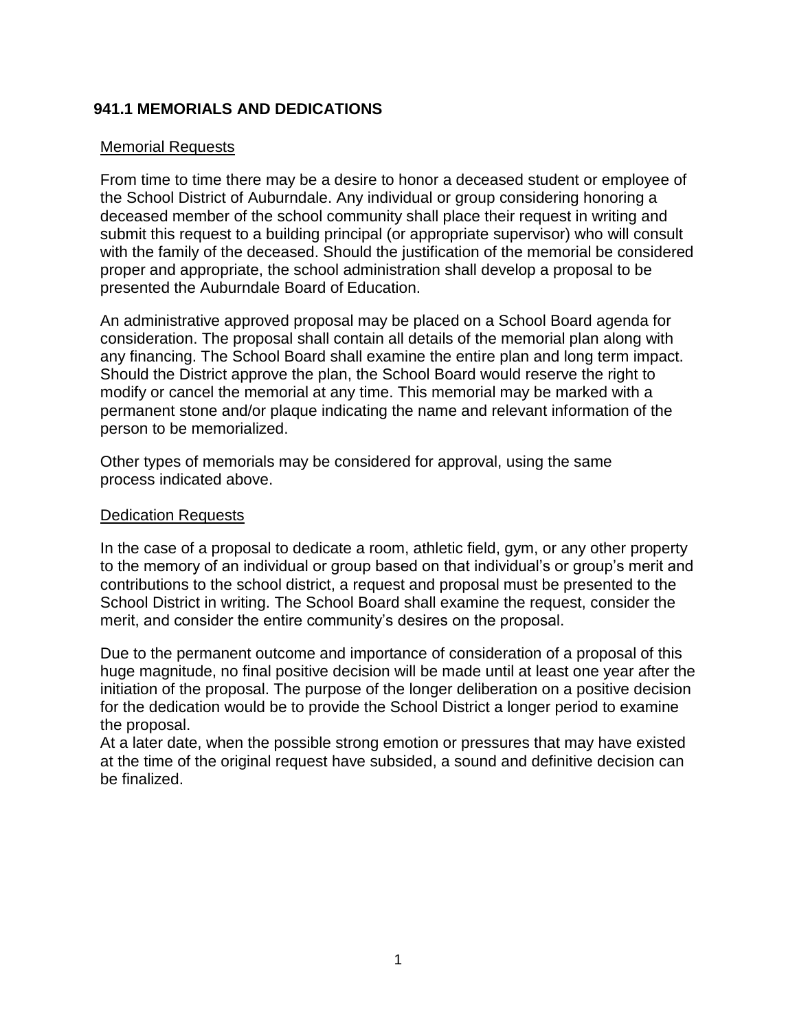# 941.1 MEMORIALS AND DEDICATIONS

## Memorial Requests

From time to time there may be a desire to honor a deceased student or employee of the School District of Auburndale. Any individual or group considering honoring a deceased member of the school community shall place their request in writing and submit this request to a building principal (or appropriate supervisor) who will consult with the family of the deceased. Should the justification of the memorial be considered proper and appropriate, the school administration shall develop a proposal to be presented the Auburndale Board of Education.

An administrative approved proposal may be placed on a School Board agenda for consideration. The proposal shall contain all details of the memorial plan along with any financing. The School Board shall examine the entire plan and long term impact. Should the District approve the plan, the School Board would reserve the right to modify or cancel the memorial at any time. This memorial may be marked with a permanent stone and/or plaque indicating the name and relevant information of the person to be memorialized.

Other types of memorials may be considered for approval, using the same process indicated above.

## Dedication Requests

In the case of a proposal to dedicate a room, athletic field, gym, or any other property to the memory of an individual or group based on that individual's or group's merit and contributions to the school district, a request and proposal must be presented to the School District in writing. The School Board shall examine the request, consider the merit, and consider the entire community's desires on the proposal.

Due to the permanent outcome and importance of consideration of a proposal of this huge magnitude, no final positive decision will be made until at least one year after the initiation of the proposal. The purpose of the longer deliberation on a positive decision for the dedication would be to provide the School District a longer period to examine the proposal.

At a later date, when the possible strong emotion or pressures that may have existed at the time of the original request have subsided, a sound and definitive decision can be finalized.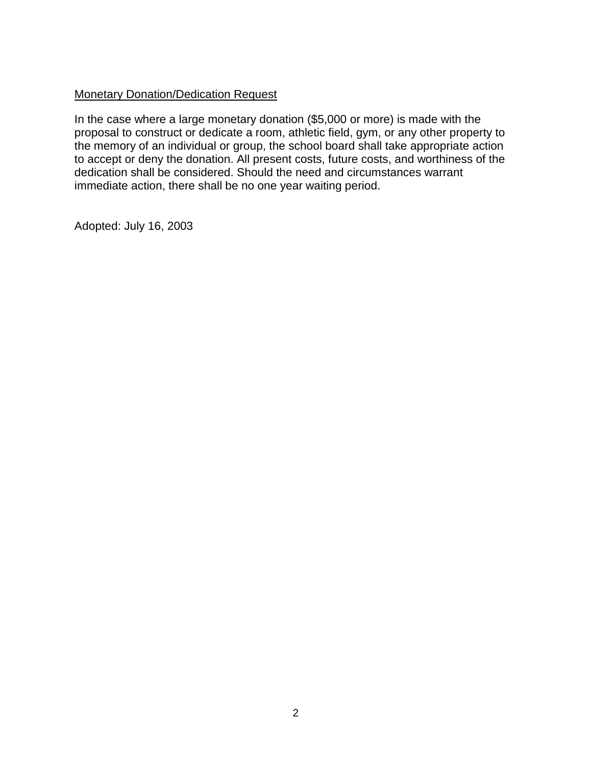<u>Monetary Donation/Dedication Request</u>

In the case where a large monetary donation ($5,000 or more) is made with the proposal to construct or dedicate a room, athletic field, gym, or any other property to the memory of an individual or group, the school board shall take appropriate action to accept or deny the donation. All present costs, future costs, and worthiness of the dedication shall be considered. Should the need and circumstances warrant immediate action, there shall be no one year waiting period.

Adopted: July 16, 2003